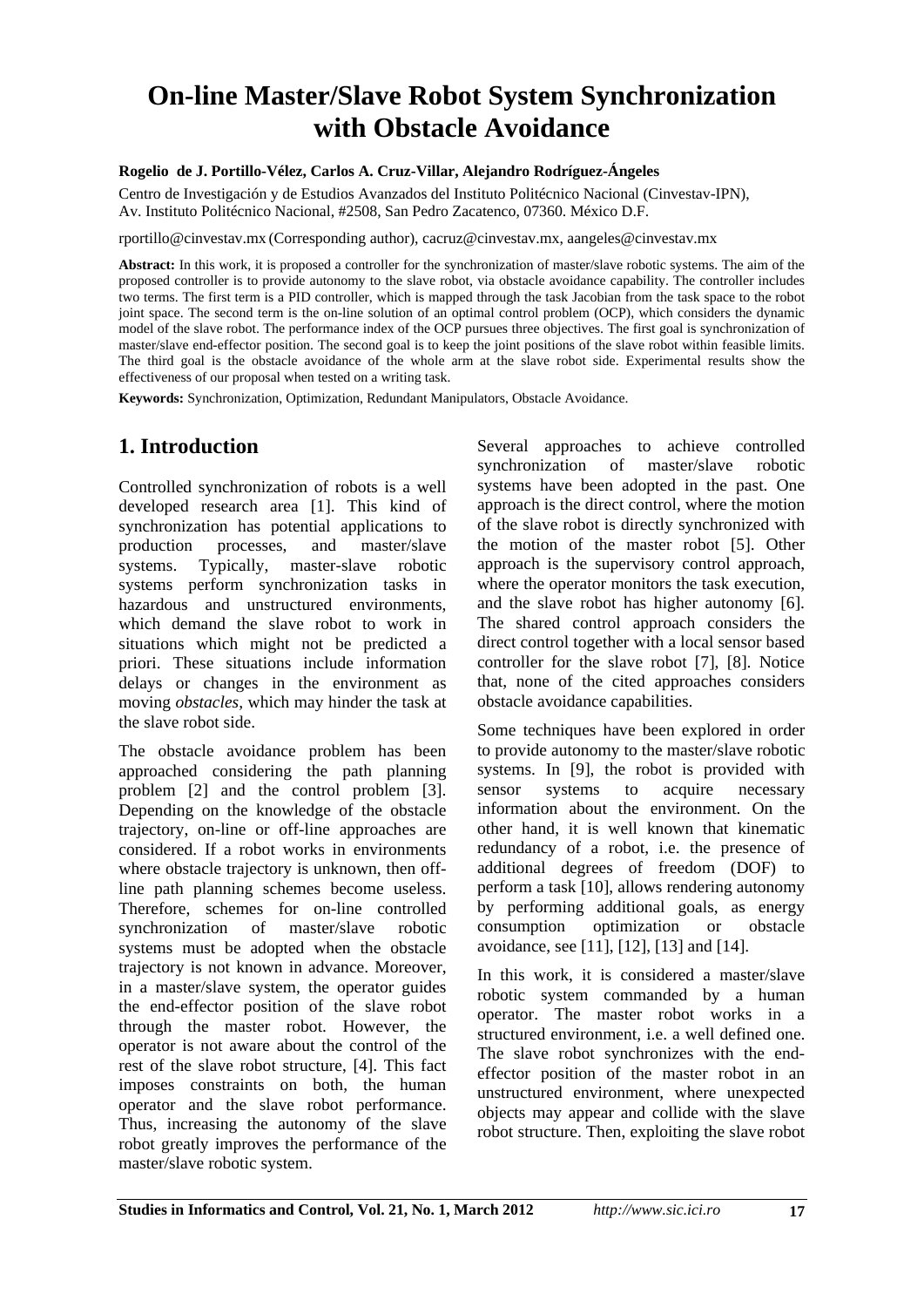# On-line Master/Slave Robot System Synchronization with Obstacle Avoidance

**Rogelio de J. Portillo-Vélez, Carlos A. Cruz-Villar, Alejandro Rodríguez-Ángeles**

Centro de Investigación y de Estudios Avanzados del Instituto Politécnico Nacional (Cinvestav-IPN), Av. Instituto Politécnico Nacional, #2508, San Pedro Zacatenco, 07360. México D.F.

rportillo@cinvestav.mx (Corresponding author), cacruz@cinvestav.mx, aangeles@cinvestav.mx

**Abstract:** In this work, it is proposed a controller for the synchronization of master/slave robotic systems. The aim of the proposed controller is to provide autonomy to the slave robot, via obstacle avoidance capability. The controller includes two terms. The first term is a PID controller, which is mapped through the task Jacobian from the task space to the robot joint space. The second term is the on-line solution of an optimal control problem (OCP), which considers the dynamic model of the slave robot. The performance index of the OCP pursues three objectives. The first goal is synchronization of master/slave end-effector position. The second goal is to keep the joint positions of the slave robot within feasible limits. The third goal is the obstacle avoidance of the whole arm at the slave robot side. Experimental results show the effectiveness of our proposal when tested on a writing task.

**Keywords:** Synchronization, Optimization, Redundant Manipulators, Obstacle Avoidance.

## 1. Introduction

Controlled synchronization of robots is a well developed research area [1]. This kind of synchronization has potential applications to production processes, and master/slave systems. Typically, master-slave robotic systems perform synchronization tasks in hazardous and unstructured environments, which demand the slave robot to work in situations which might not be predicted a priori. These situations include information delays or changes in the environment as moving *obstacles*, which may hinder the task at the slave robot side.

The obstacle avoidance problem has been approached considering the path planning problem [2] and the control problem [3]. Depending on the knowledge of the obstacle trajectory, on-line or off-line approaches are considered. If a robot works in environments where obstacle trajectory is unknown, then off-line path planning schemes become useless. Therefore, schemes for on-line controlled synchronization of master/slave robotic systems must be adopted when the obstacle trajectory is not known in advance. Moreover, in a master/slave system, the operator guides the end-effector position of the slave robot through the master robot. However, the operator is not aware about the control of the rest of the slave robot structure, [4]. This fact imposes constraints on both, the human operator and the slave robot performance. Thus, increasing the autonomy of the slave robot greatly improves the performance of the master/slave robotic system.

Several approaches to achieve controlled synchronization of master/slave robotic systems have been adopted in the past. One approach is the direct control, where the motion of the slave robot is directly synchronized with the motion of the master robot [5]. Other approach is the supervisory control approach, where the operator monitors the task execution, and the slave robot has higher autonomy [6]. The shared control approach considers the direct control together with a local sensor based controller for the slave robot [7], [8]. Notice that, none of the cited approaches considers obstacle avoidance capabilities.

Some techniques have been explored in order to provide autonomy to the master/slave robotic systems. In [9], the robot is provided with sensor systems to acquire necessary information about the environment. On the other hand, it is well known that kinematic redundancy of a robot, i.e. the presence of additional degrees of freedom (DOF) to perform a task [10], allows rendering autonomy by performing additional goals, as energy consumption optimization or obstacle avoidance, see [11], [12], [13] and [14].

In this work, it is considered a master/slave robotic system commanded by a human operator. The master robot works in a structured environment, i.e. a well defined one. The slave robot synchronizes with the end-effector position of the master robot in an unstructured environment, where unexpected objects may appear and collide with the slave robot structure. Then, exploiting the slave robot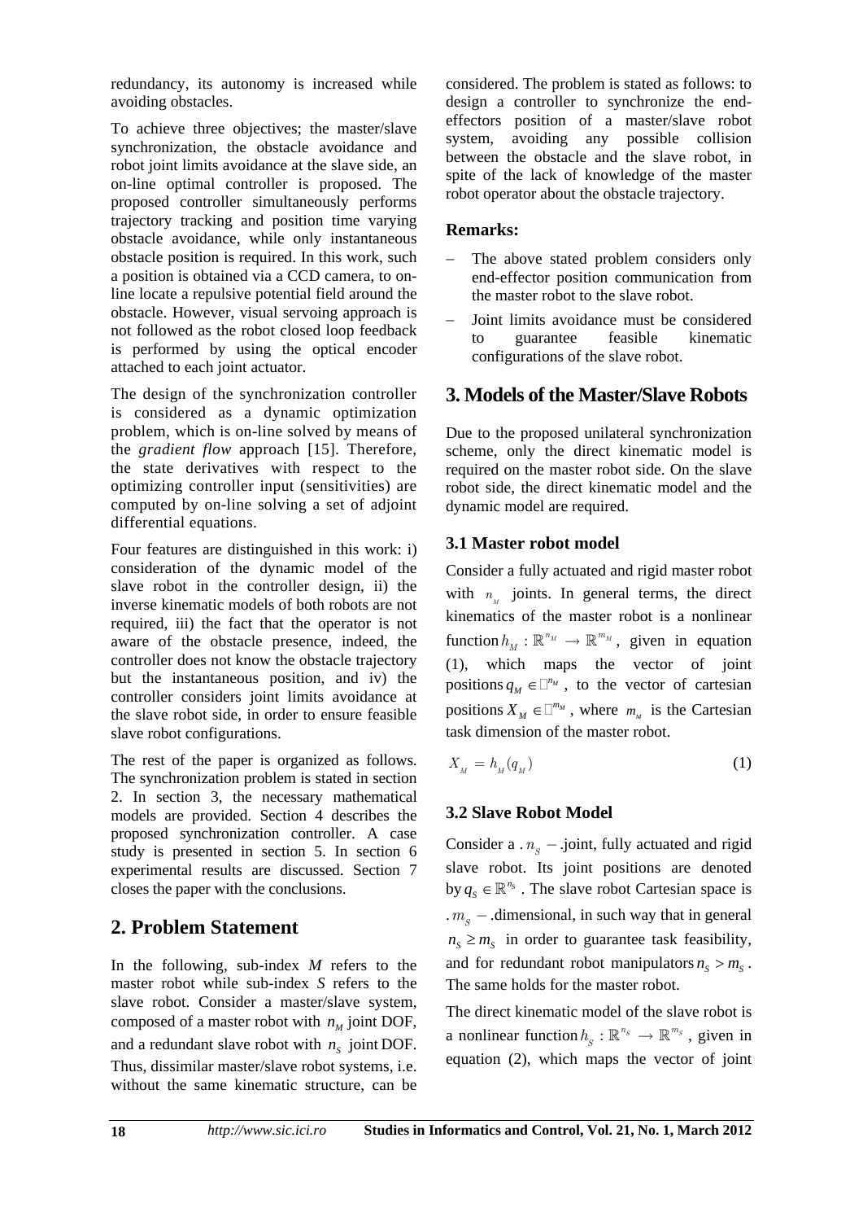redundancy, its autonomy is increased while avoiding obstacles.

To achieve three objectives; the master/slave synchronization, the obstacle avoidance and robot joint limits avoidance at the slave side, an on-line optimal controller is proposed. The proposed controller simultaneously performs trajectory tracking and position time varying obstacle avoidance, while only instantaneous obstacle position is required. In this work, such a position is obtained via a CCD camera, to on-line locate a repulsive potential field around the obstacle. However, visual servoing approach is not followed as the robot closed loop feedback is performed by using the optical encoder attached to each joint actuator.

The design of the synchronization controller is considered as a dynamic optimization problem, which is on-line solved by means of the *gradient flow* approach [15]. Therefore, the state derivatives with respect to the optimizing controller input (sensitivities) are computed by on-line solving a set of adjoint differential equations.

Four features are distinguished in this work: i) consideration of the dynamic model of the slave robot in the controller design, ii) the inverse kinematic models of both robots are not required, iii) the fact that the operator is not aware of the obstacle presence, indeed, the controller does not know the obstacle trajectory but the instantaneous position, and iv) the controller considers joint limits avoidance at the slave robot side, in order to ensure feasible slave robot configurations.

The rest of the paper is organized as follows. The synchronization problem is stated in section 2. In section 3, the necessary mathematical models are provided. Section 4 describes the proposed synchronization controller. A case study is presented in section 5. In section 6 experimental results are discussed. Section 7 closes the paper with the conclusions.

## 2. Problem Statement

In the following, sub-index *M* refers to the master robot while sub-index *S* refers to the slave robot. Consider a master/slave system, composed of a master robot with $n_M$ joint DOF, and a redundant slave robot with $n_S$ joint DOF. Thus, dissimilar master/slave robot systems, i.e. without the same kinematic structure, can be considered. The problem is stated as follows: to design a controller to synchronize the end-effectors position of a master/slave robot system, avoiding any possible collision between the obstacle and the slave robot, in spite of the lack of knowledge of the master robot operator about the obstacle trajectory.

### Remarks:

- The above stated problem considers only end-effector position communication from the master robot to the slave robot.
- Joint limits avoidance must be considered to guarantee feasible kinematic configurations of the slave robot.

## 3. Models of the Master/Slave Robots

Due to the proposed unilateral synchronization scheme, only the direct kinematic model is required on the master robot side. On the slave robot side, the direct kinematic model and the dynamic model are required.

### 3.1 Master robot model

Consider a fully actuated and rigid master robot with $n_M$ joints. In general terms, the direct kinematics of the master robot is a nonlinear function $h_M : \mathbb{R}^{n_M} \rightarrow \mathbb{R}^{m_M}$, given in equation (1), which maps the vector of joint positions $q_M \in \mathbb{R}^{n_M}$, to the vector of cartesian positions $X_M \in \mathbb{R}^{m_M}$, where $m_M$ is the Cartesian task dimension of the master robot.

$$X_M = h_M(q_M) \tag{1}$$

### 3.2 Slave Robot Model

Consider a $n_S$-joint, fully actuated and rigid slave robot. Its joint positions are denoted by $q_S \in \mathbb{R}^{n_S}$. The slave robot Cartesian space is $m_S$-dimensional, in such way that in general $n_S \geq m_S$ in order to guarantee task feasibility, and for redundant robot manipulators $n_S > m_S$. The same holds for the master robot.

The direct kinematic model of the slave robot is a nonlinear function $h_S : \mathbb{R}^{n_S} \rightarrow \mathbb{R}^{m_S}$, given in equation (2), which maps the vector of joint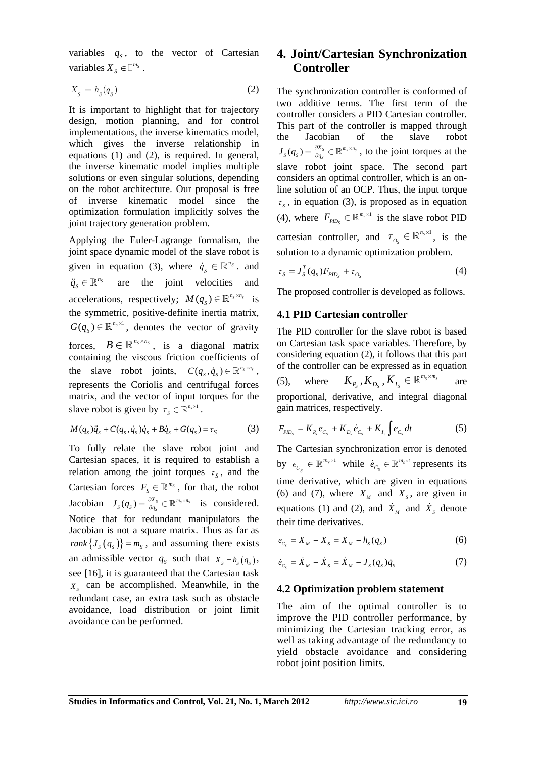variables $q_S$, to the vector of Cartesian variables $X_S \in \mathbb{R}^{m_S}$.

$$X_S = h_S(q_S) \tag{2}$$

It is important to highlight that for trajectory design, motion planning, and for control implementations, the inverse kinematics model, which gives the inverse relationship in equations (1) and (2), is required. In general, the inverse kinematic model implies multiple solutions or even singular solutions, depending on the robot architecture. Our proposal is free of inverse kinematic model since the optimization formulation implicitly solves the joint trajectory generation problem.

Applying the Euler-Lagrange formalism, the joint space dynamic model of the slave robot is given in equation (3), where $\dot{q}_S \in \mathbb{R}^{n_S}$. and $\ddot{q}_S \in \mathbb{R}^{n_S}$ are the joint velocities and accelerations, respectively; $M(q_S) \in \mathbb{R}^{n_S \times n_S}$ is the symmetric, positive-definite inertia matrix, $G(q_S) \in \mathbb{R}^{n_S \times 1}$, denotes the vector of gravity forces, $B \in \mathbb{R}^{n_S \times n_S}$, is a diagonal matrix containing the viscous friction coefficients of the slave robot joints, $C(q_S, \dot{q}_S) \in \mathbb{R}^{n_S \times n_S}$, represents the Coriolis and centrifugal forces matrix, and the vector of input torques for the slave robot is given by $\tau_S \in \mathbb{R}^{n_S \times 1}$.

$$M(q_S)\ddot{q}_S + C(q_S, \dot{q}_S)\dot{q}_S + B\dot{q}_S + G(q_S) = \tau_S \tag{3}$$

To fully relate the slave robot joint and Cartesian spaces, it is required to establish a relation among the joint torques $\tau_S$, and the Cartesian forces $F_S \in \mathbb{R}^{m_S}$, for that, the robot Jacobian $J_S(q_S) = \frac{\partial X_S}{\partial q_S} \in \mathbb{R}^{m_S \times n_S}$ is considered. Notice that for redundant manipulators the Jacobian is not a square matrix. Thus as far as $rank\{J_S(q_S)\} = m_S$, and assuming there exists an admissible vector $q_S$ such that $X_S = h_S(q_S)$, see [16], it is guaranteed that the Cartesian task $X_S$ can be accomplished. Meanwhile, in the redundant case, an extra task such as obstacle avoidance, load distribution or joint limit avoidance can be performed.

# 4. Joint/Cartesian Synchronization Controller

The synchronization controller is conformed of two additive terms. The first term of the controller considers a PID Cartesian controller. This part of the controller is mapped through the Jacobian of the slave robot $J_S(q_S) = \frac{\partial X_S}{\partial q_S} \in \mathbb{R}^{m_S \times n_S}$, to the joint torques at the slave robot joint space. The second part considers an optimal controller, which is an on-line solution of an OCP. Thus, the input torque $\tau_S$, in equation (3), is proposed as in equation (4), where $F_{PID_S} \in \mathbb{R}^{m_S \times 1}$ is the slave robot PID cartesian controller, and $\tau_{O_S} \in \mathbb{R}^{n_S \times 1}$, is the solution to a dynamic optimization problem.

$$\tau_S = J_S^T(q_S)F_{PID_S} + \tau_{O_S} \tag{4}$$

The proposed controller is developed as follows.

## 4.1 PID Cartesian controller

The PID controller for the slave robot is based on Cartesian task space variables. Therefore, by considering equation (2), it follows that this part of the controller can be expressed as in equation (5), where $K_{P_S}, K_{D_S}, K_{I_S} \in \mathbb{R}^{m_S \times m_S}$ are proportional, derivative, and integral diagonal gain matrices, respectively.

$$F_{PID_S} = K_{P_S} e_{C_S} + K_{D_S} \dot{e}_{C_S} + K_{I_S} \int e_{C_S} \, dt \tag{5}$$

The Cartesian synchronization error is denoted by $e_{C_S} \in \mathbb{R}^{m_S \times 1}$ while $\dot{e}_{C_S} \in \mathbb{R}^{m_S \times 1}$ represents its time derivative, which are given in equations (6) and (7), where $X_M$ and $X_S$, are given in equations (1) and (2), and $\dot{X}_M$ and $\dot{X}_S$ denote their time derivatives.

$$e_{C_S} = X_M - X_S = X_M - h_S(q_S) \tag{6}$$

$$\dot{e}_{C_S} = \dot{X}_M - \dot{X}_S = \dot{X}_M - J_S(q_S)\dot{q}_S \tag{7}$$

## 4.2 Optimization problem statement

The aim of the optimal controller is to improve the PID controller performance, by minimizing the Cartesian tracking error, as well as taking advantage of the redundancy to yield obstacle avoidance and considering robot joint position limits.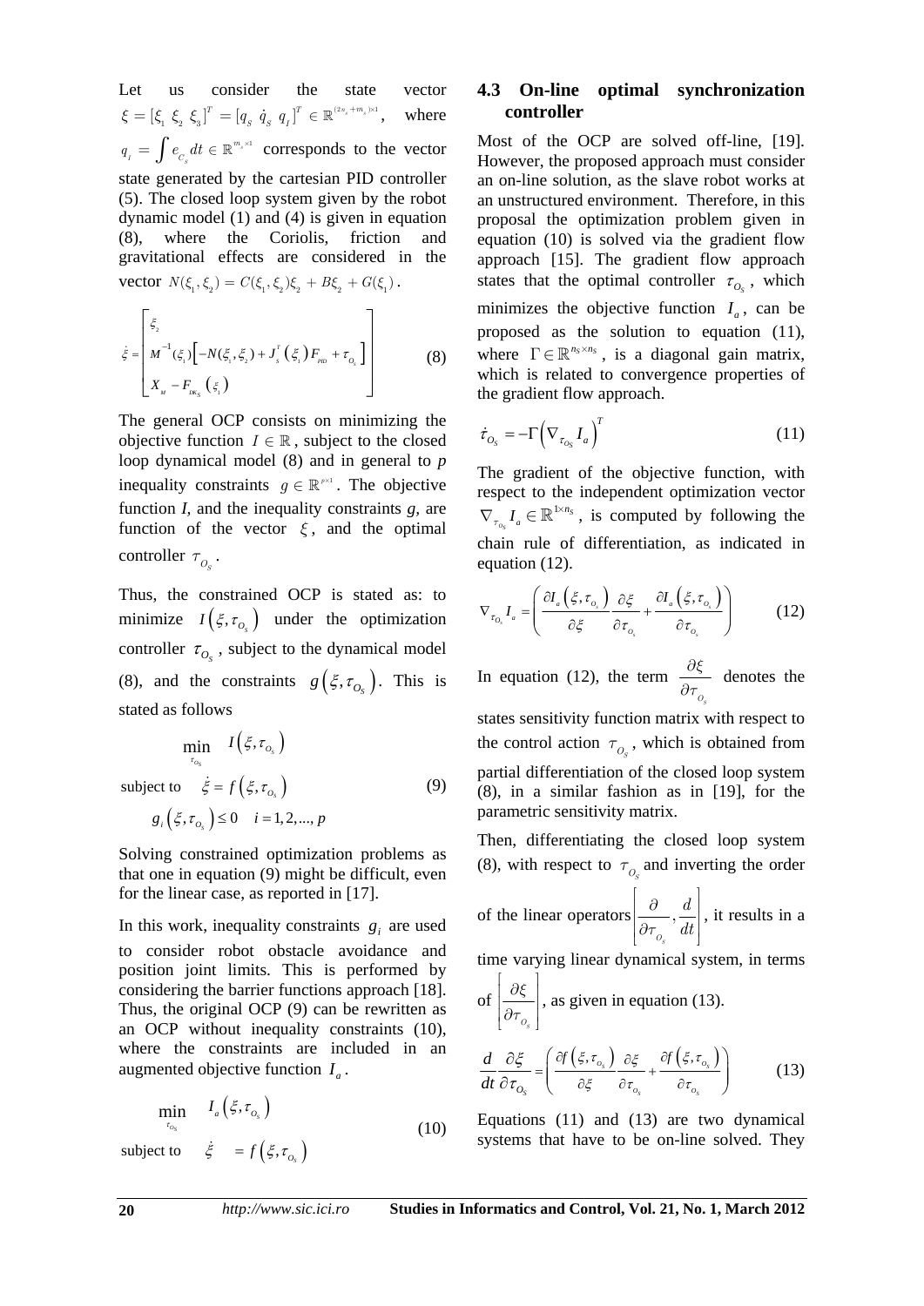Let us consider the state vector $\xi = [\xi_1 \; \xi_2 \; \xi_3]^T = [q_S \; \dot{q}_S \; q_I]^T \in \mathbb{R}^{(2n_s+m_s)\times 1}$, where $q_I = \int e_{C_S} dt \in \mathbb{R}^{m_s \times 1}$ corresponds to the vector state generated by the cartesian PID controller (5). The closed loop system given by the robot dynamic model (1) and (4) is given in equation (8), where the Coriolis, friction and gravitational effects are considered in the vector $N(\xi_1, \xi_2) = C(\xi_1, \xi_2)\xi_2 + B\xi_2 + G(\xi_1)$.

$$\dot{\xi} = \begin{bmatrix} \xi_2 \\ M^{-1}(\xi_1)\left[-N(\xi_1, \xi_2) + J_s^T(\xi_1)F_{PID} + \tau_{O_S}\right] \\ X_M - F_{DK_S}(\xi_1) \end{bmatrix} \tag{8}$$

The general OCP consists on minimizing the objective function $I \in \mathbb{R}$, subject to the closed loop dynamical model (8) and in general to *p* inequality constraints $g \in \mathbb{R}^{p\times 1}$. The objective function *I*, and the inequality constraints *g*, are function of the vector $\xi$, and the optimal controller $\tau_{O_S}$.

Thus, the constrained OCP is stated as: to minimize $I(\xi, \tau_{O_S})$ under the optimization controller $\tau_{O_S}$, subject to the dynamical model (8), and the constraints $g(\xi, \tau_{O_S})$. This is stated as follows

$$\begin{aligned} &\min_{\tau_{O_S}} \quad I(\xi, \tau_{O_S}) \\ &\text{subject to} \quad \dot{\xi} = f(\xi, \tau_{O_S}) \\ &\quad g_i(\xi, \tau_{O_S}) \leq 0 \quad i = 1, 2, ..., p \end{aligned} \tag{9}$$

Solving constrained optimization problems as that one in equation (9) might be difficult, even for the linear case, as reported in [17].

In this work, inequality constraints $g_i$ are used to consider robot obstacle avoidance and position joint limits. This is performed by considering the barrier functions approach [18]. Thus, the original OCP (9) can be rewritten as an OCP without inequality constraints (10), where the constraints are included in an augmented objective function $I_a$.

$$\begin{aligned} &\min_{\tau_{O_S}} \quad I_a(\xi, \tau_{O_S}) \\ &\text{subject to} \quad \dot{\xi} = f(\xi, \tau_{O_S}) \end{aligned} \tag{10}$$

### 4.3 On-line optimal synchronization controller

Most of the OCP are solved off-line, [19]. However, the proposed approach must consider an on-line solution, as the slave robot works at an unstructured environment. Therefore, in this proposal the optimization problem given in equation (10) is solved via the gradient flow approach [15]. The gradient flow approach states that the optimal controller $\tau_{O_S}$, which minimizes the objective function $I_a$, can be proposed as the solution to equation (11), where $\Gamma \in \mathbb{R}^{n_S \times n_S}$, is a diagonal gain matrix, which is related to convergence properties of the gradient flow approach.

$$\dot{\tau}_{O_S} = -\Gamma\left(\nabla_{\tau_{O_S}} I_a\right)^T \tag{11}$$

The gradient of the objective function, with respect to the independent optimization vector $\nabla_{\tau_{O_S}} I_a \in \mathbb{R}^{1\times n_S}$, is computed by following the chain rule of differentiation, as indicated in equation (12).

$$\nabla_{\tau_{O_S}} I_a = \left( \frac{\partial I_a(\xi, \tau_{O_S})}{\partial \xi} \frac{\partial \xi}{\partial \tau_{O_S}} + \frac{\partial I_a(\xi, \tau_{O_S})}{\partial \tau_{O_S}} \right) \tag{12}$$

In equation (12), the term $\dfrac{\partial \xi}{\partial \tau_{O_S}}$ denotes the states sensitivity function matrix with respect to the control action $\tau_{O_S}$, which is obtained from partial differentiation of the closed loop system (8), in a similar fashion as in [19], for the parametric sensitivity matrix.

Then, differentiating the closed loop system (8), with respect to $\tau_{O_S}$ and inverting the order of the linear operators $\left[\dfrac{\partial}{\partial \tau_{O_S}}, \dfrac{d}{dt}\right]$, it results in a time varying linear dynamical system, in terms of $\left[\dfrac{\partial \xi}{\partial \tau_{O_S}}\right]$, as given in equation (13).

$$\frac{d}{dt}\frac{\partial \xi}{\partial \tau_{O_S}} = \left( \frac{\partial f(\xi, \tau_{O_S})}{\partial \xi} \frac{\partial \xi}{\partial \tau_{O_S}} + \frac{\partial f(\xi, \tau_{O_S})}{\partial \tau_{O_S}} \right) \tag{13}$$

Equations (11) and (13) are two dynamical systems that have to be on-line solved. They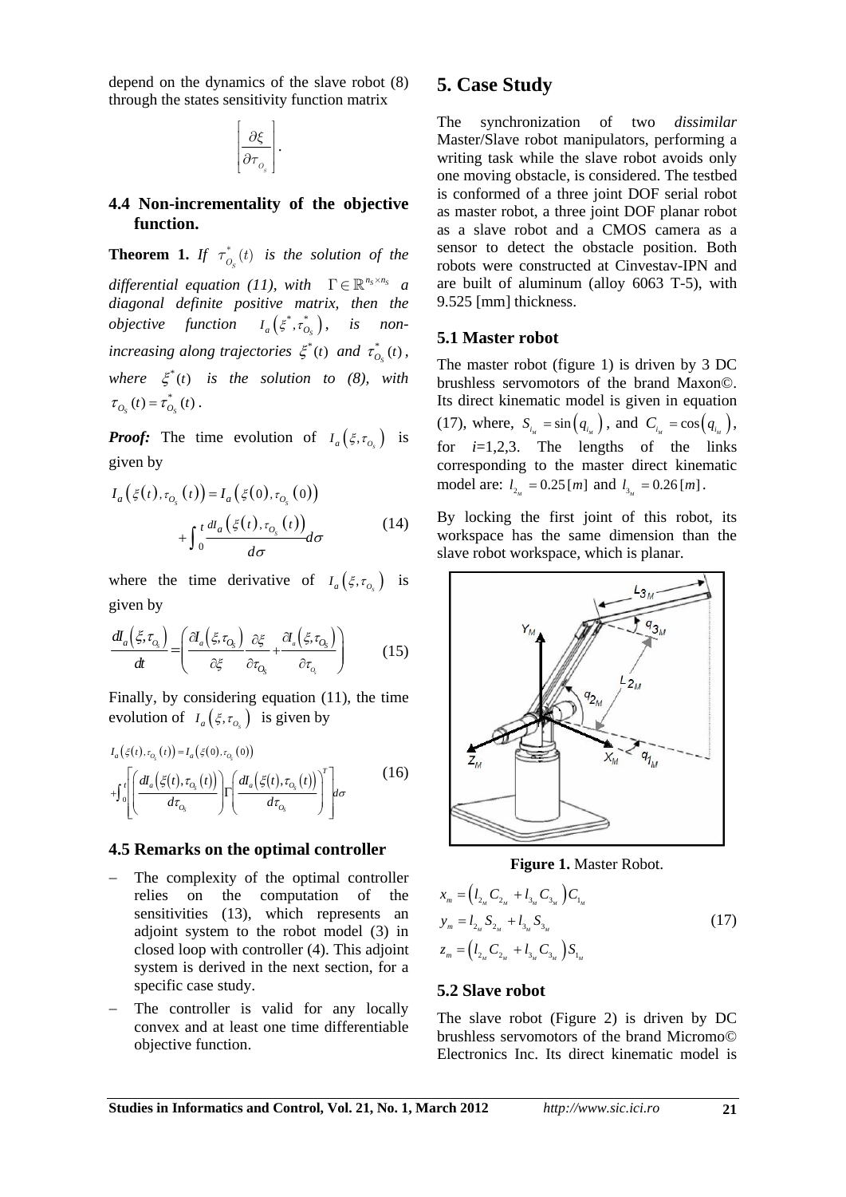depend on the dynamics of the slave robot (8) through the states sensitivity function matrix

$$\left[\frac{\partial \xi}{\partial \tau_{O_S}}\right].$$

### 4.4 Non-incrementality of the objective function.

**Theorem 1.** *If $\tau^*_{O_S}(t)$ is the solution of the differential equation (11), with $\Gamma \in \mathbb{R}^{n_S \times n_S}$ a diagonal definite positive matrix, then the objective function $I_a\left(\xi^*, \tau^*_{O_S}\right)$, is non-increasing along trajectories $\xi^*(t)$ and $\tau^*_{O_S}(t)$, where $\xi^*(t)$ is the solution to (8), with $\tau_{O_S}(t) = \tau^*_{O_S}(t)$.*

***Proof:*** The time evolution of $I_a\left(\xi, \tau_{O_S}\right)$ is given by

$$I_a\left(\xi(t), \tau_{O_S}(t)\right) = I_a\left(\xi(0), \tau_{O_S}(0)\right) + \int_0^t \frac{dI_a\left(\xi(t), \tau_{O_S}(t)\right)}{d\sigma} d\sigma \tag{14}$$

where the time derivative of $I_a\left(\xi, \tau_{O_S}\right)$ is given by

$$\frac{dI_a\left(\xi, \tau_{O_S}\right)}{dt} = \left(\frac{\partial I_a\left(\xi, \tau_{O_S}\right)}{\partial \xi}\frac{\partial \xi}{\partial \tau_{O_S}} + \frac{\partial I_a\left(\xi, \tau_{O_S}\right)}{\partial \tau_{O_S}}\right) \tag{15}$$

Finally, by considering equation (11), the time evolution of $I_a\left(\xi, \tau_{O_S}\right)$ is given by

$$I_a\left(\xi(t), \tau_{O_S}(t)\right) = I_a\left(\xi(0), \tau_{O_S}(0)\right) + \int_0^t \left[\left(\frac{dI_a\left(\xi(t), \tau_{O_S}(t)\right)}{d\tau_{O_S}}\right)\Gamma\left(\frac{dI_a\left(\xi(t), \tau_{O_S}(t)\right)}{d\tau_{O_S}}\right)^T\right] d\sigma \tag{16}$$

### 4.5 Remarks on the optimal controller

- The complexity of the optimal controller relies on the computation of the sensitivities (13), which represents an adjoint system to the robot model (3) in closed loop with controller (4). This adjoint system is derived in the next section, for a specific case study.
- The controller is valid for any locally convex and at least one time differentiable objective function.

## 5. Case Study

The synchronization of two *dissimilar* Master/Slave robot manipulators, performing a writing task while the slave robot avoids only one moving obstacle, is considered. The testbed is conformed of a three joint DOF serial robot as master robot, a three joint DOF planar robot as a slave robot and a CMOS camera as a sensor to detect the obstacle position. Both robots were constructed at Cinvestav-IPN and are built of aluminum (alloy 6063 T-5), with 9.525 [mm] thickness.

### 5.1 Master robot

The master robot (figure 1) is driven by 3 DC brushless servomotors of the brand Maxon©. Its direct kinematic model is given in equation (17), where, $S_{i_M} = \sin\left(q_{i_M}\right)$, and $C_{i_M} = \cos\left(q_{i_M}\right)$, for $i$=1,2,3. The lengths of the links corresponding to the master direct kinematic model are: $l_{2_M} = 0.25\,[m]$ and $l_{3_M} = 0.26\,[m]$.

By locking the first joint of this robot, its workspace has the same dimension than the slave robot workspace, which is planar.

**Figure 1.** Master Robot.

$$\begin{aligned} x_m &= \left(l_{2_M} C_{2_M} + l_{3_M} C_{3_M}\right) C_{1_M} \\ y_m &= l_{2_M} S_{2_M} + l_{3_M} S_{3_M} \\ z_m &= \left(l_{2_M} C_{2_M} + l_{3_M} C_{3_M}\right) S_{1_M} \end{aligned} \tag{17}$$

### 5.2 Slave robot

The slave robot (Figure 2) is driven by DC brushless servomotors of the brand Micromo© Electronics Inc. Its direct kinematic model is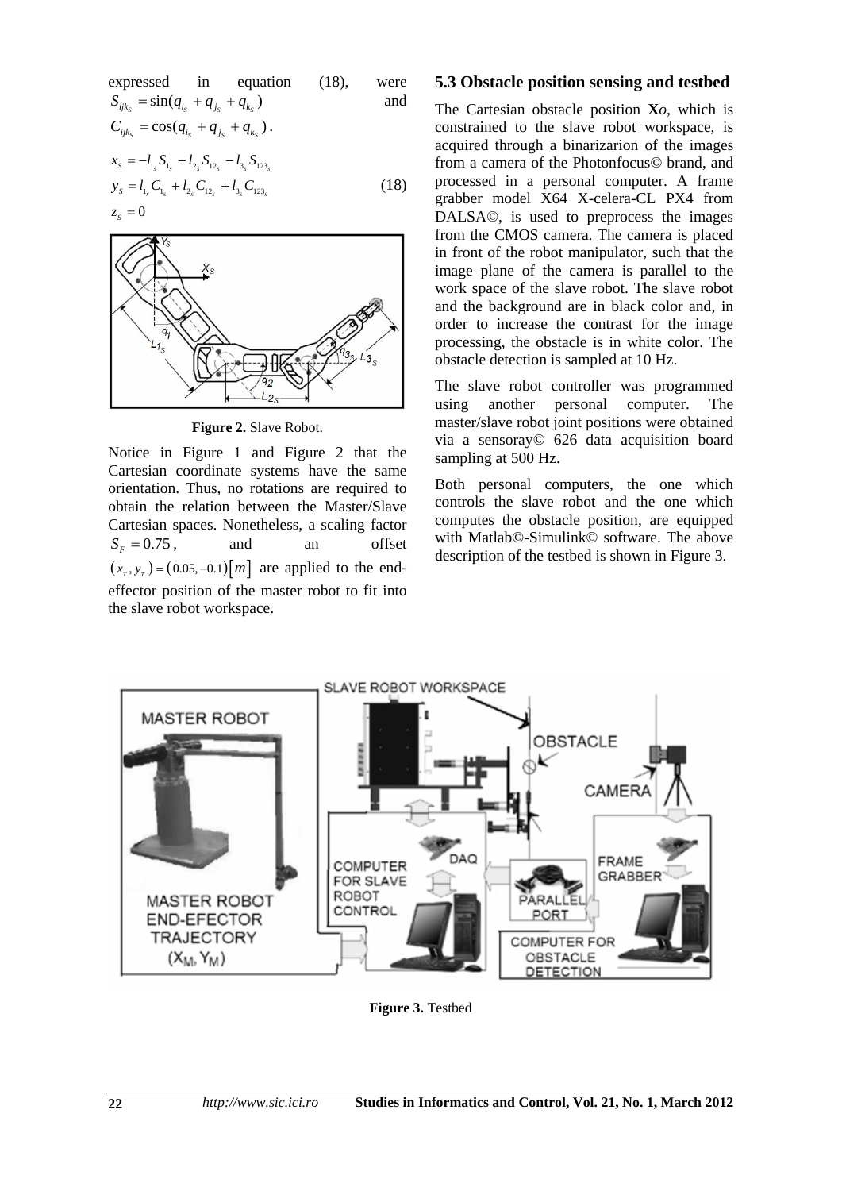expressed in equation (18), were $S_{ijk_s} = \sin(q_{i_s} + q_{j_s} + q_{k_s})$ and $C_{ijk_s} = \cos(q_{i_s} + q_{j_s} + q_{k_s})$.

$$
\begin{aligned}
x_S &= -l_{1_s} S_{1_s} - l_{2_s} S_{12_s} - l_{3_s} S_{123_s} \\
y_S &= l_{1_s} C_{1_s} + l_{2_s} C_{12_s} + l_{3_s} C_{123_s} \\
z_S &= 0
\end{aligned}
\qquad (18)
$$

**Figure 2.** Slave Robot.

Notice in Figure 1 and Figure 2 that the Cartesian coordinate systems have the same orientation. Thus, no rotations are required to obtain the relation between the Master/Slave Cartesian spaces. Nonetheless, a scaling factor $S_F = 0.75$, and an offset $(x_r, y_r) = (0.05, -0.1)[m]$ are applied to the end-effector position of the master robot to fit into the slave robot workspace.

### 5.3 Obstacle position sensing and testbed

The Cartesian obstacle position $\mathbf{X}o$, which is constrained to the slave robot workspace, is acquired through a binarizarion of the images from a camera of the Photonfocus© brand, and processed in a personal computer. A frame grabber model X64 X-celera-CL PX4 from DALSA©, is used to preprocess the images from the CMOS camera. The camera is placed in front of the robot manipulator, such that the image plane of the camera is parallel to the work space of the slave robot. The slave robot and the background are in black color and, in order to increase the contrast for the image processing, the obstacle is in white color. The obstacle detection is sampled at 10 Hz.

The slave robot controller was programmed using another personal computer. The master/slave robot joint positions were obtained via a sensoray© 626 data acquisition board sampling at 500 Hz.

Both personal computers, the one which controls the slave robot and the one which computes the obstacle position, are equipped with Matlab©-Simulink© software. The above description of the testbed is shown in Figure 3.

**Figure 3.** Testbed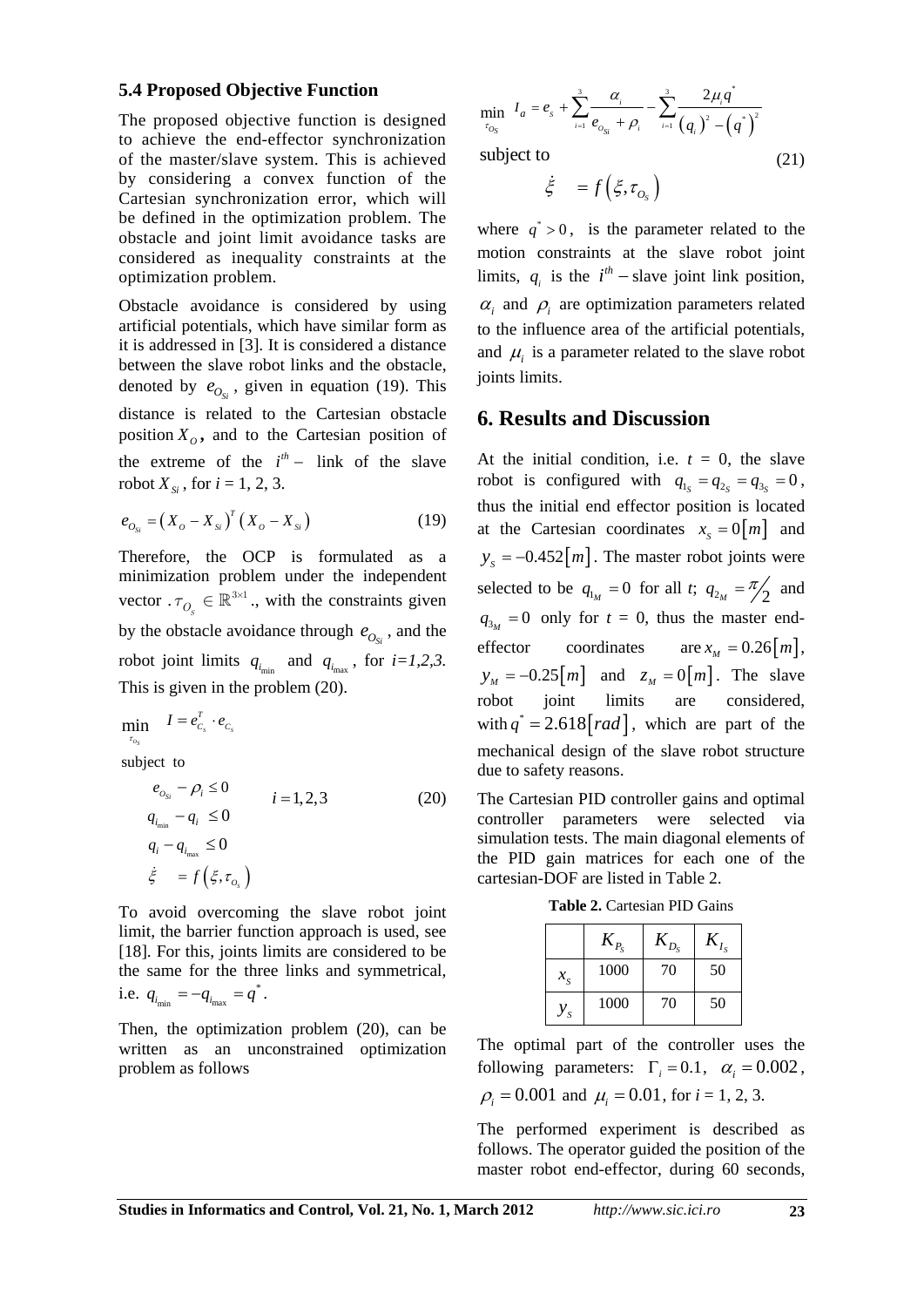### 5.4 Proposed Objective Function

The proposed objective function is designed to achieve the end-effector synchronization of the master/slave system. This is achieved by considering a convex function of the Cartesian synchronization error, which will be defined in the optimization problem. The obstacle and joint limit avoidance tasks are considered as inequality constraints at the optimization problem.

Obstacle avoidance is considered by using artificial potentials, which have similar form as it is addressed in [3]. It is considered a distance between the slave robot links and the obstacle, denoted by $e_{O_{Si}}$, given in equation (19). This distance is related to the Cartesian obstacle position $X_O$, and to the Cartesian position of the extreme of the $i^{th}-$ link of the slave robot $X_{Si}$, for $i$ = 1, 2, 3.

$$e_{O_{Si}} = \left(X_O - X_{Si}\right)^T \left(X_O - X_{Si}\right) \tag{19}$$

Therefore, the OCP is formulated as a minimization problem under the independent vector $\tau_{O_S} \in \mathbb{R}^{3\times 1}$, with the constraints given by the obstacle avoidance through $e_{O_{Si}}$, and the robot joint limits $q_{i_{\min}}$ and $q_{i_{\max}}$, for $i=1,2,3$. This is given in the problem (20).

$$
\begin{aligned}
&\min_{\tau_{O_S}} \quad I = e_{C_S}^T \cdot e_{C_S} \\
&\text{subject to} \\
&\quad e_{O_{Si}} - \rho_i \le 0 \qquad i = 1,2,3 \\
&\quad q_{i_{\min}} - q_i \le 0 \\
&\quad q_i - q_{i_{\max}} \le 0 \\
&\quad \dot{\xi} = f\left(\xi, \tau_{O_S}\right)
\end{aligned}
\tag{20}
$$

To avoid overcoming the slave robot joint limit, the barrier function approach is used, see [18]. For this, joints limits are considered to be the same for the three links and symmetrical, i.e. $q_{i_{\min}} = -q_{i_{\max}} = q^*$.

Then, the optimization problem (20), can be written as an unconstrained optimization problem as follows

$$
\begin{aligned}
&\min_{\tau_{O_S}} \quad I_a = e_S + \sum_{i=1}^{3} \frac{\alpha_i}{e_{O_{Si}} + \rho_i} - \sum_{i=1}^{3} \frac{2\mu_i q^*}{\left(q_i\right)^2 - \left(q^*\right)^2} \\
&\text{subject to} \\
&\quad \dot{\xi} = f\left(\xi, \tau_{O_S}\right)
\end{aligned}
\tag{21}
$$

where $q^* > 0$, is the parameter related to the motion constraints at the slave robot joint limits, $q_i$ is the $i^{th}-$ slave joint link position, $\alpha_i$ and $\rho_i$ are optimization parameters related to the influence area of the artificial potentials, and $\mu_i$ is a parameter related to the slave robot joints limits.

## 6. Results and Discussion

At the initial condition, i.e. $t$ = 0, the slave robot is configured with $q_{1_S} = q_{2_S} = q_{3_S} = 0$, thus the initial end effector position is located at the Cartesian coordinates $x_S = 0[m]$ and $y_S = -0.452[m]$. The master robot joints were selected to be $q_{1_M} = 0$ for all $t$; $q_{2_M} = \pi/2$ and $q_{3_M} = 0$ only for $t$ = 0, thus the master end-effector coordinates are $x_M = 0.26[m]$, $y_M = -0.25[m]$ and $z_M = 0[m]$. The slave robot joint limits are considered, with $q^* = 2.618[rad]$, which are part of the mechanical design of the slave robot structure due to safety reasons.

The Cartesian PID controller gains and optimal controller parameters were selected via simulation tests. The main diagonal elements of the PID gain matrices for each one of the cartesian-DOF are listed in Table 2.

**Table 2.** Cartesian PID Gains

| | $K_{P_S}$ | $K_{D_S}$ | $K_{I_S}$ |
|---|---|---|---|
| $x_S$ | 1000 | 70 | 50 |
| $y_S$ | 1000 | 70 | 50 |

The optimal part of the controller uses the following parameters: $\Gamma_i = 0.1$, $\alpha_i = 0.002$, $\rho_i = 0.001$ and $\mu_i = 0.01$, for $i$ = 1, 2, 3.

The performed experiment is described as follows. The operator guided the position of the master robot end-effector, during 60 seconds,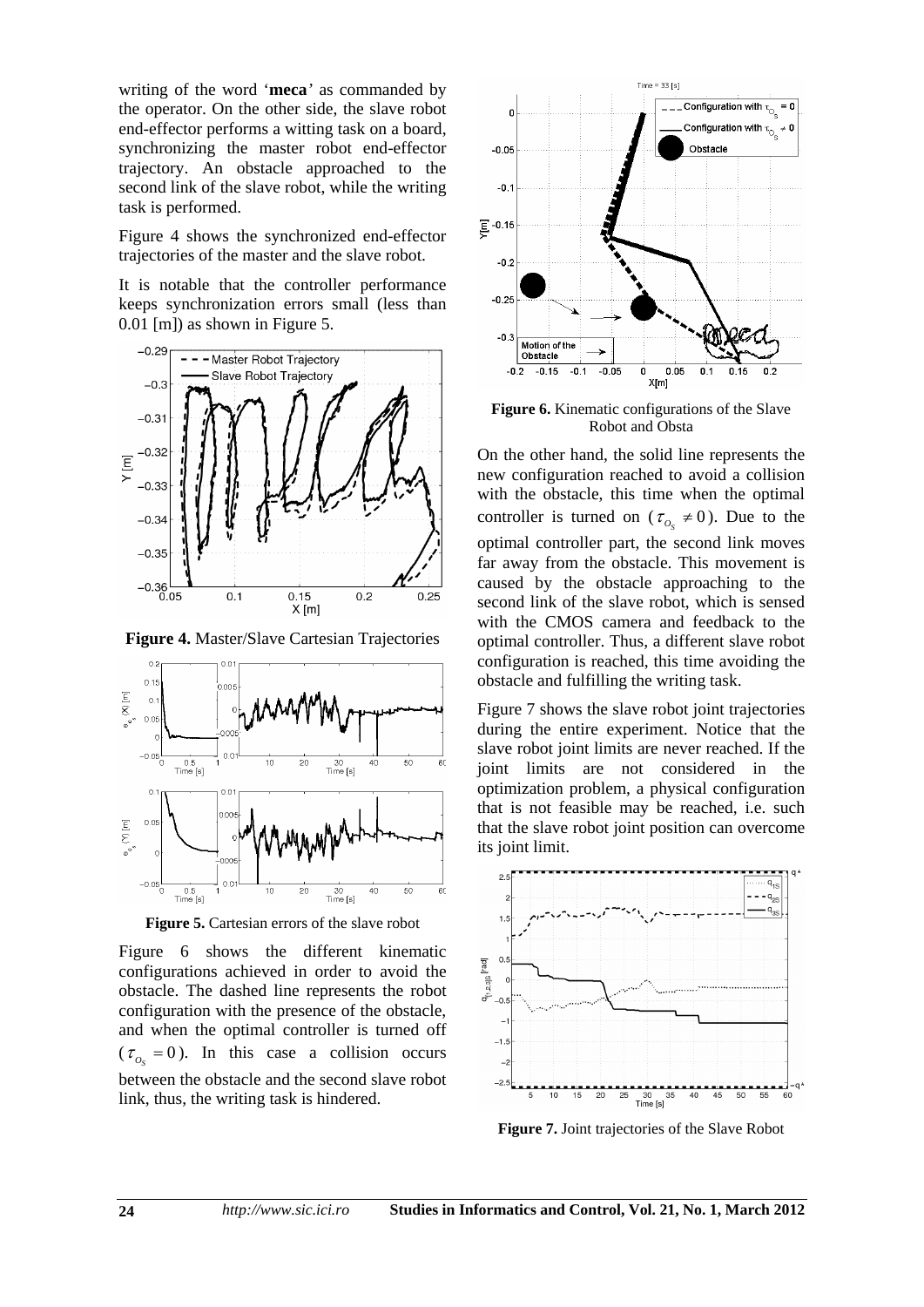writing of the word '**meca**' as commanded by the operator. On the other side, the slave robot end-effector performs a witting task on a board, synchronizing the master robot end-effector trajectory. An obstacle approached to the second link of the slave robot, while the writing task is performed.

Figure 4 shows the synchronized end-effector trajectories of the master and the slave robot.

It is notable that the controller performance keeps synchronization errors small (less than 0.01 [m]) as shown in Figure 5.

**Figure 4.** Master/Slave Cartesian Trajectories

**Figure 5.** Cartesian errors of the slave robot

Figure 6 shows the different kinematic configurations achieved in order to avoid the obstacle. The dashed line represents the robot configuration with the presence of the obstacle, and when the optimal controller is turned off ($\tau_{O_s} = 0$). In this case a collision occurs between the obstacle and the second slave robot link, thus, the writing task is hindered.

**Figure 6.** Kinematic configurations of the Slave Robot and Obsta

On the other hand, the solid line represents the new configuration reached to avoid a collision with the obstacle, this time when the optimal controller is turned on ($\tau_{O_s} \neq 0$). Due to the optimal controller part, the second link moves far away from the obstacle. This movement is caused by the obstacle approaching to the second link of the slave robot, which is sensed with the CMOS camera and feedback to the optimal controller. Thus, a different slave robot configuration is reached, this time avoiding the obstacle and fulfilling the writing task.

Figure 7 shows the slave robot joint trajectories during the entire experiment. Notice that the slave robot joint limits are never reached. If the joint limits are not considered in the optimization problem, a physical configuration that is not feasible may be reached, i.e. such that the slave robot joint position can overcome its joint limit.

**Figure 7.** Joint trajectories of the Slave Robot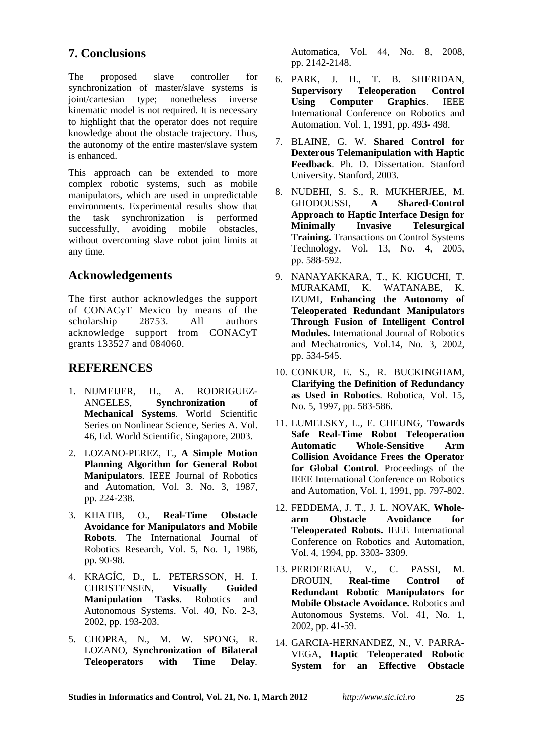## 7. Conclusions

The proposed slave controller for synchronization of master/slave systems is joint/cartesian type; nonetheless inverse kinematic model is not required. It is necessary to highlight that the operator does not require knowledge about the obstacle trajectory. Thus, the autonomy of the entire master/slave system is enhanced.

This approach can be extended to more complex robotic systems, such as mobile manipulators, which are used in unpredictable environments. Experimental results show that the task synchronization is performed successfully, avoiding mobile obstacles, without overcoming slave robot joint limits at any time.

## Acknowledgements

The first author acknowledges the support of CONACyT Mexico by means of the scholarship 28753. All authors acknowledge support from CONACyT grants 133527 and 084060.

## REFERENCES

1. NIJMEIJER, H., A. RODRIGUEZ-ANGELES, **Synchronization of Mechanical Systems**. World Scientific Series on Nonlinear Science, Series A. Vol. 46, Ed. World Scientific, Singapore, 2003.
2. LOZANO-PEREZ, T., **A Simple Motion Planning Algorithm for General Robot Manipulators**. IEEE Journal of Robotics and Automation, Vol. 3. No. 3, 1987, pp. 224-238.
3. KHATIB, O., **Real-Time Obstacle Avoidance for Manipulators and Mobile Robots**. The International Journal of Robotics Research, Vol. 5, No. 1, 1986, pp. 90-98.
4. KRAGÍC, D., L. PETERSSON, H. I. CHRISTENSEN, **Visually Guided Manipulation Tasks**. Robotics and Autonomous Systems. Vol. 40, No. 2-3, 2002, pp. 193-203.
5. CHOPRA, N., M. W. SPONG, R. LOZANO, **Synchronization of Bilateral Teleoperators with Time Delay**. Automatica, Vol. 44, No. 8, 2008, pp. 2142-2148.
6. PARK, J. H., T. B. SHERIDAN, **Supervisory Teleoperation Control Using Computer Graphics**. IEEE International Conference on Robotics and Automation. Vol. 1, 1991, pp. 493- 498.
7. BLAINE, G. W. **Shared Control for Dexterous Telemanipulation with Haptic Feedback**. Ph. D. Dissertation. Stanford University. Stanford, 2003.
8. NUDEHI, S. S., R. MUKHERJEE, M. GHODOUSSI, **A Shared-Control Approach to Haptic Interface Design for Minimally Invasive Telesurgical Training.** Transactions on Control Systems Technology. Vol. 13, No. 4, 2005, pp. 588-592.
9. NANAYAKKARA, T., K. KIGUCHI, T. MURAKAMI, K. WATANABE, K. IZUMI, **Enhancing the Autonomy of Teleoperated Redundant Manipulators Through Fusion of Intelligent Control Modules.** International Journal of Robotics and Mechatronics, Vol.14, No. 3, 2002, pp. 534-545.
10. CONKUR, E. S., R. BUCKINGHAM, **Clarifying the Definition of Redundancy as Used in Robotics**. Robotica, Vol. 15, No. 5, 1997, pp. 583-586.
11. LUMELSKY, L., E. CHEUNG, **Towards Safe Real-Time Robot Teleoperation Automatic Whole-Sensitive Arm Collision Avoidance Frees the Operator for Global Control**. Proceedings of the IEEE International Conference on Robotics and Automation, Vol. 1, 1991, pp. 797-802.
12. FEDDEMA, J. T., J. L. NOVAK, **Whole-arm Obstacle Avoidance for Teleoperated Robots.** IEEE International Conference on Robotics and Automation, Vol. 4, 1994, pp. 3303- 3309.
13. PERDEREAU, V., C. PASSI, M. DROUIN, **Real-time Control of Redundant Robotic Manipulators for Mobile Obstacle Avoidance.** Robotics and Autonomous Systems. Vol. 41, No. 1, 2002, pp. 41-59.
14. GARCIA-HERNANDEZ, N., V. PARRA-VEGA, **Haptic Teleoperated Robotic System for an Effective Obstacle**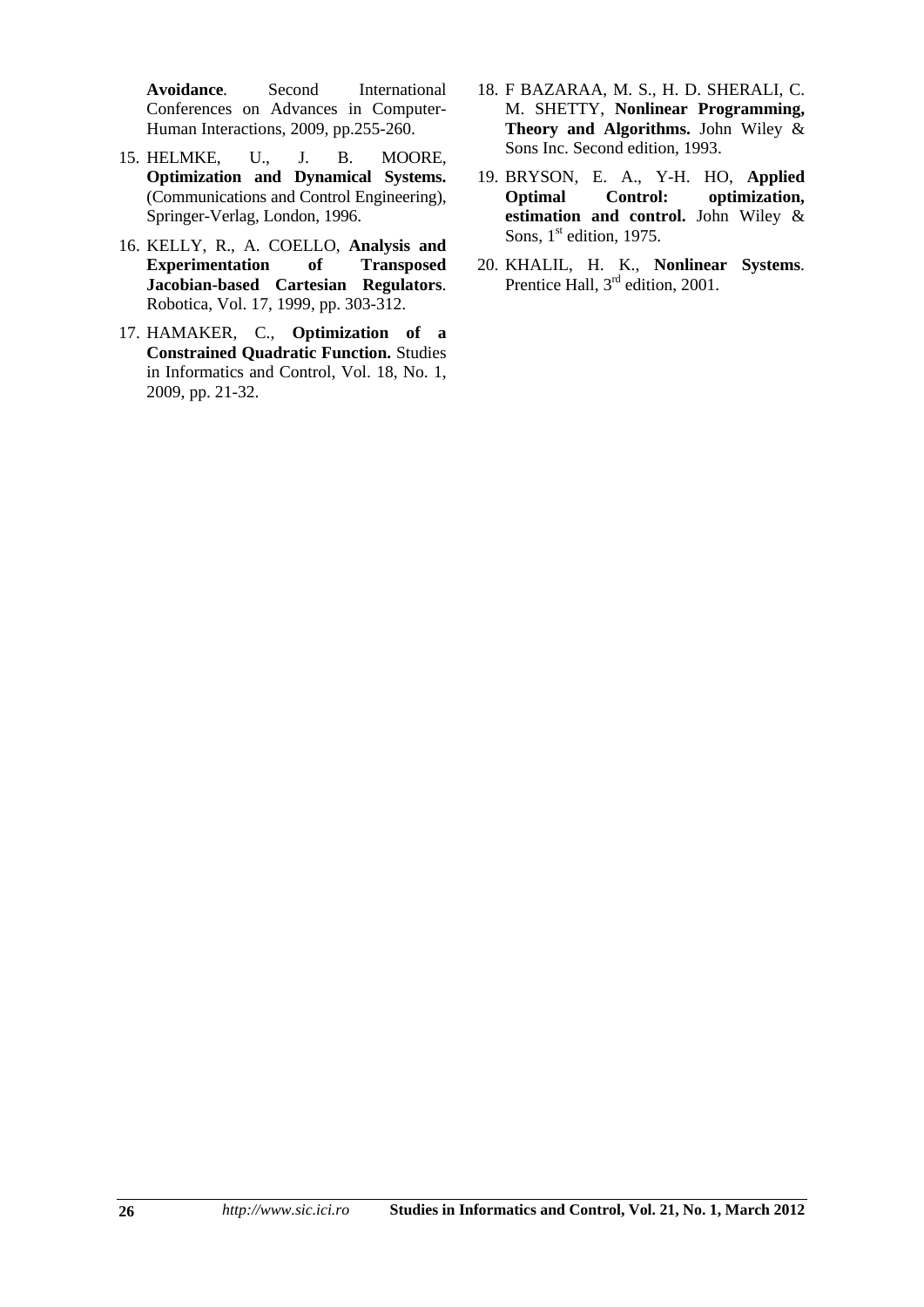**Avoidance**. Second International Conferences on Advances in Computer-Human Interactions, 2009, pp.255-260.

15. HELMKE, U., J. B. MOORE, **Optimization and Dynamical Systems.** (Communications and Control Engineering), Springer-Verlag, London, 1996.

16. KELLY, R., A. COELLO, **Analysis and Experimentation of Transposed Jacobian-based Cartesian Regulators**. Robotica, Vol. 17, 1999, pp. 303-312.

17. HAMAKER, C., **Optimization of a Constrained Quadratic Function.** Studies in Informatics and Control, Vol. 18, No. 1, 2009, pp. 21-32.

18. F BAZARAA, M. S., H. D. SHERALI, C. M. SHETTY, **Nonlinear Programming, Theory and Algorithms.** John Wiley & Sons Inc. Second edition, 1993.

19. BRYSON, E. A., Y-H. HO, **Applied Optimal Control: optimization, estimation and control.** John Wiley & Sons, 1st edition, 1975.

20. KHALIL, H. K., **Nonlinear Systems**. Prentice Hall, 3rd edition, 2001.